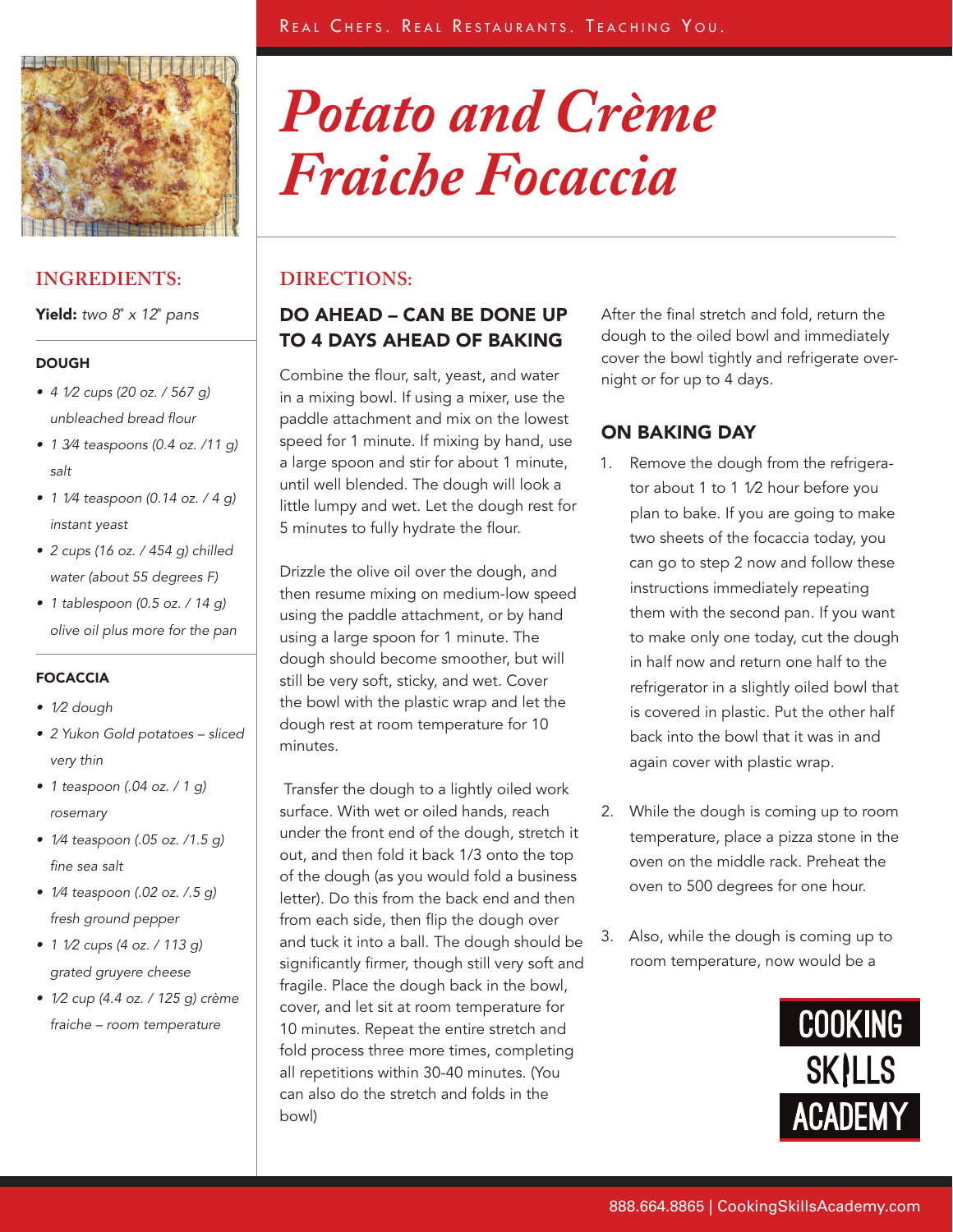# Potato and Crème Fraiche Focaccia

## INGREDIENTS:

**Yield:** *two 8" x 12" pans*

### DOUGH

- *4 1⁄2 cups (20 oz. / 567 g) unbleached bread flour*
- *1 3⁄4 teaspoons (0.4 oz. /11 g) salt*
- *1 1⁄4 teaspoon (0.14 oz. / 4 g) instant yeast*
- *2 cups (16 oz. / 454 g) chilled water (about 55 degrees F)*
- *1 tablespoon (0.5 oz. / 14 g) olive oil plus more for the pan*

### FOCACCIA

- *1⁄2 dough*
- *2 Yukon Gold potatoes – sliced very thin*
- *1 teaspoon (.04 oz. / 1 g) rosemary*
- *1⁄4 teaspoon (.05 oz. /1.5 g) fine sea salt*
- *1⁄4 teaspoon (.02 oz. /.5 g) fresh ground pepper*
- *1 1⁄2 cups (4 oz. / 113 g) grated gruyere cheese*
- *1⁄2 cup (4.4 oz. / 125 g) crème fraiche – room temperature*

## DIRECTIONS:

### DO AHEAD – CAN BE DONE UP TO 4 DAYS AHEAD OF BAKING

Combine the flour, salt, yeast, and water in a mixing bowl. If using a mixer, use the paddle attachment and mix on the lowest speed for 1 minute. If mixing by hand, use a large spoon and stir for about 1 minute, until well blended. The dough will look a little lumpy and wet. Let the dough rest for 5 minutes to fully hydrate the flour.

Drizzle the olive oil over the dough, and then resume mixing on medium-low speed using the paddle attachment, or by hand using a large spoon for 1 minute. The dough should become smoother, but will still be very soft, sticky, and wet. Cover the bowl with the plastic wrap and let the dough rest at room temperature for 10 minutes.

Transfer the dough to a lightly oiled work surface. With wet or oiled hands, reach under the front end of the dough, stretch it out, and then fold it back 1/3 onto the top of the dough (as you would fold a business letter). Do this from the back end and then from each side, then flip the dough over and tuck it into a ball. The dough should be significantly firmer, though still very soft and fragile. Place the dough back in the bowl, cover, and let sit at room temperature for 10 minutes. Repeat the entire stretch and fold process three more times, completing all repetitions within 30-40 minutes. (You can also do the stretch and folds in the bowl)

After the final stretch and fold, return the dough to the oiled bowl and immediately cover the bowl tightly and refrigerate overnight or for up to 4 days.

### ON BAKING DAY

1. Remove the dough from the refrigerator about 1 to 1 1⁄2 hour before you plan to bake. If you are going to make two sheets of the focaccia today, you can go to step 2 now and follow these instructions immediately repeating them with the second pan. If you want to make only one today, cut the dough in half now and return one half to the refrigerator in a slightly oiled bowl that is covered in plastic. Put the other half back into the bowl that it was in and again cover with plastic wrap.

2. While the dough is coming up to room temperature, place a pizza stone in the oven on the middle rack. Preheat the oven to 500 degrees for one hour.

3. Also, while the dough is coming up to room temperature, now would be a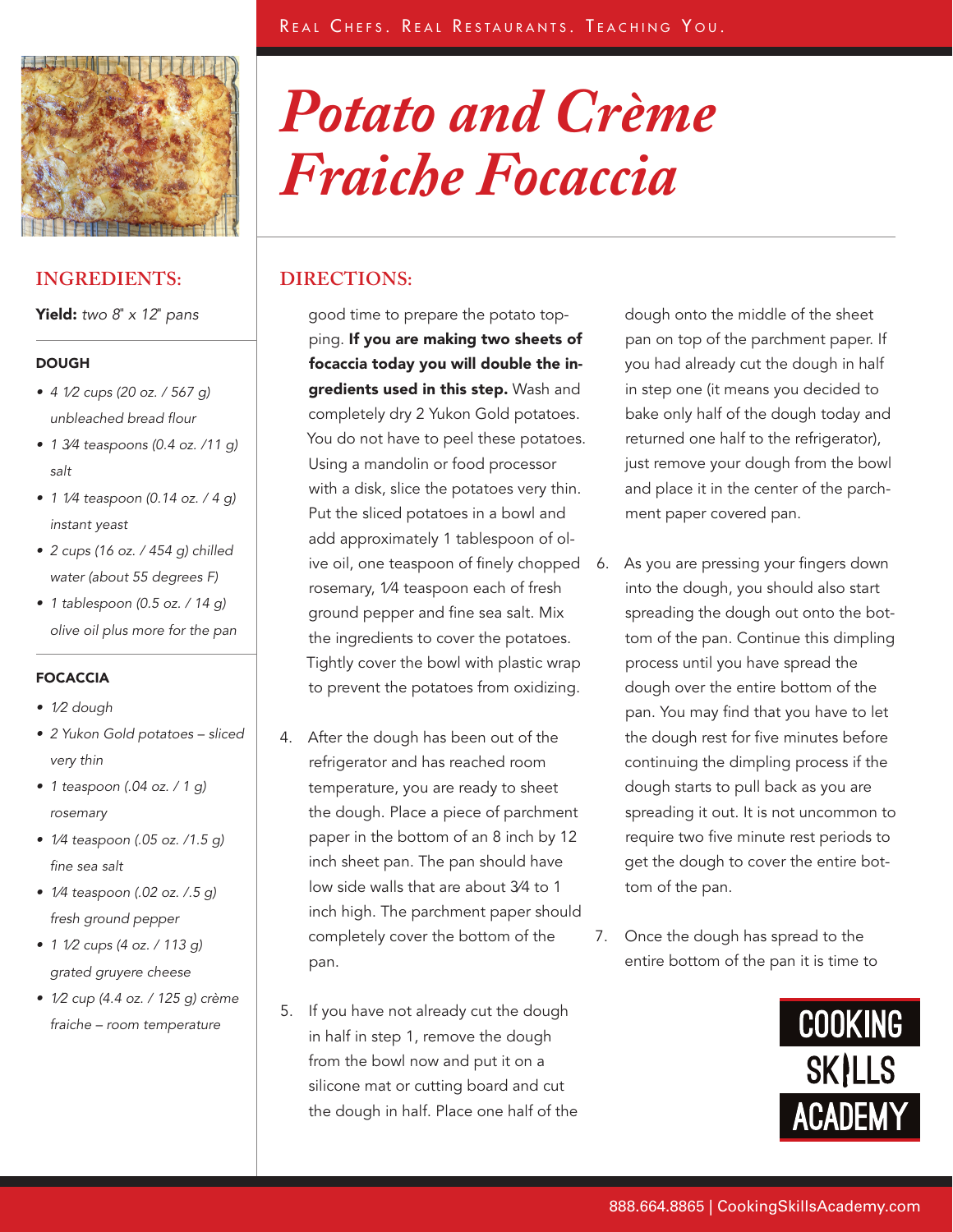# Potato and Crème Fraiche Focaccia

## INGREDIENTS:

**Yield:** *two 8" x 12" pans*

### DOUGH

- *4 1⁄2 cups (20 oz. / 567 g) unbleached bread flour*
- *1 3⁄4 teaspoons (0.4 oz. /11 g) salt*
- *1 1⁄4 teaspoon (0.14 oz. / 4 g) instant yeast*
- *2 cups (16 oz. / 454 g) chilled water (about 55 degrees F)*
- *1 tablespoon (0.5 oz. / 14 g) olive oil plus more for the pan*

### FOCACCIA

- *1⁄2 dough*
- *2 Yukon Gold potatoes – sliced very thin*
- *1 teaspoon (.04 oz. / 1 g) rosemary*
- *1⁄4 teaspoon (.05 oz. /1.5 g) fine sea salt*
- *1⁄4 teaspoon (.02 oz. /.5 g) fresh ground pepper*
- *1 1⁄2 cups (4 oz. / 113 g) grated gruyere cheese*
- *1⁄2 cup (4.4 oz. / 125 g) crème fraiche – room temperature*

## DIRECTIONS:

good time to prepare the potato topping. **If you are making two sheets of focaccia today you will double the ingredients used in this step.** Wash and completely dry 2 Yukon Gold potatoes. You do not have to peel these potatoes. Using a mandolin or food processor with a disk, slice the potatoes very thin. Put the sliced potatoes in a bowl and add approximately 1 tablespoon of olive oil, one teaspoon of finely chopped rosemary, 1⁄4 teaspoon each of fresh ground pepper and fine sea salt. Mix the ingredients to cover the potatoes. Tightly cover the bowl with plastic wrap to prevent the potatoes from oxidizing.

4. After the dough has been out of the refrigerator and has reached room temperature, you are ready to sheet the dough. Place a piece of parchment paper in the bottom of an 8 inch by 12 inch sheet pan. The pan should have low side walls that are about 3⁄4 to 1 inch high. The parchment paper should completely cover the bottom of the pan.

5. If you have not already cut the dough in half in step 1, remove the dough from the bowl now and put it on a silicone mat or cutting board and cut the dough in half. Place one half of the dough onto the middle of the sheet pan on top of the parchment paper. If you had already cut the dough in half in step one (it means you decided to bake only half of the dough today and returned one half to the refrigerator), just remove your dough from the bowl and place it in the center of the parchment paper covered pan.

6. As you are pressing your fingers down into the dough, you should also start spreading the dough out onto the bottom of the pan. Continue this dimpling process until you have spread the dough over the entire bottom of the pan. You may find that you have to let the dough rest for five minutes before continuing the dimpling process if the dough starts to pull back as you are spreading it out. It is not uncommon to require two five minute rest periods to get the dough to cover the entire bottom of the pan.

7. Once the dough has spread to the entire bottom of the pan it is time to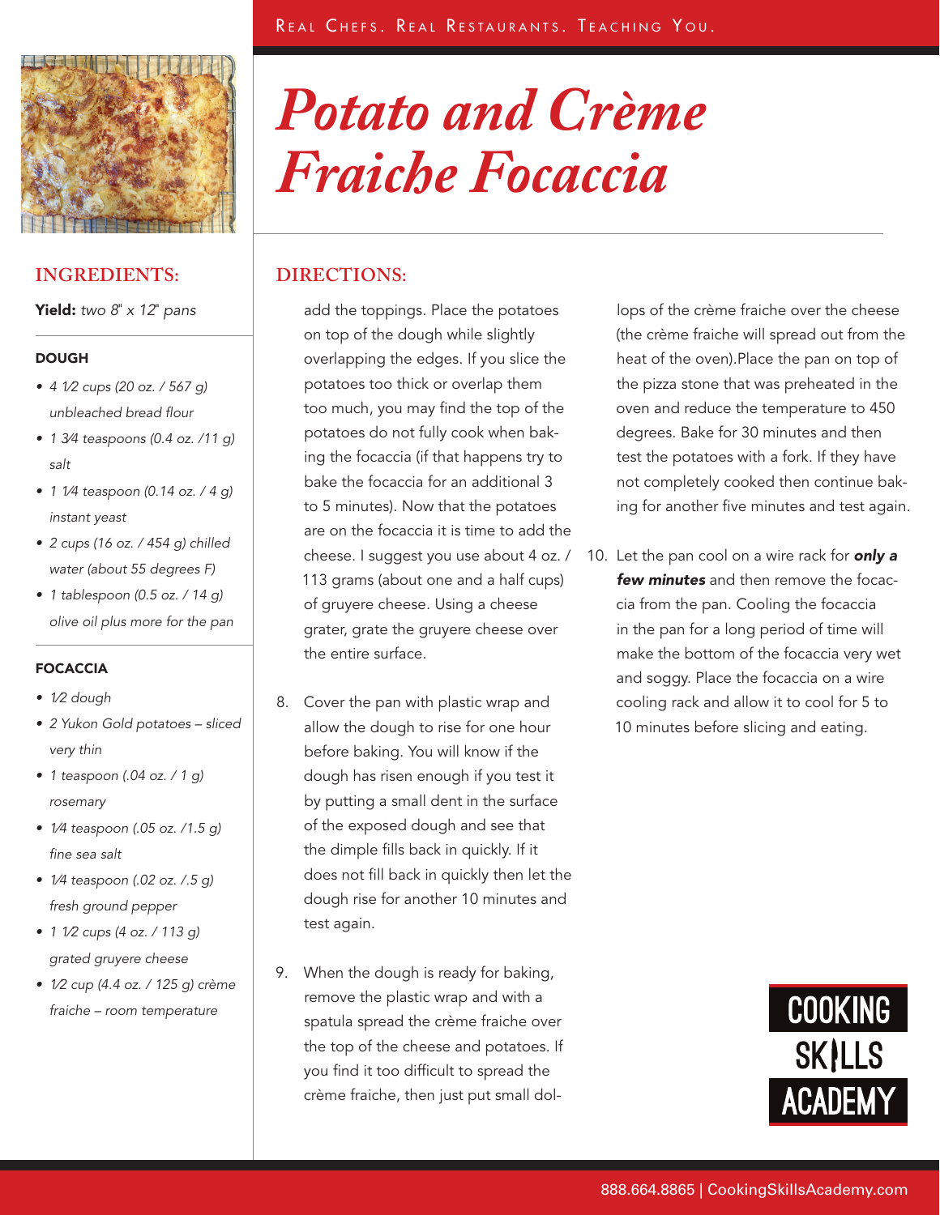# Potato and Crème Fraiche Focaccia

## INGREDIENTS:

**Yield:** *two 8" x 12" pans*

### DOUGH

- *4 1/2 cups (20 oz. / 567 g) unbleached bread flour*
- *1 3/4 teaspoons (0.4 oz. /11 g) salt*
- *1 1/4 teaspoon (0.14 oz. / 4 g) instant yeast*
- *2 cups (16 oz. / 454 g) chilled water (about 55 degrees F)*
- *1 tablespoon (0.5 oz. / 14 g) olive oil plus more for the pan*

### FOCACCIA

- *1/2 dough*
- *2 Yukon Gold potatoes – sliced very thin*
- *1 teaspoon (.04 oz. / 1 g) rosemary*
- *1/4 teaspoon (.05 oz. /1.5 g) fine sea salt*
- *1/4 teaspoon (.02 oz. /.5 g) fresh ground pepper*
- *1 1/2 cups (4 oz. / 113 g) grated gruyere cheese*
- *1/2 cup (4.4 oz. / 125 g) crème fraiche – room temperature*

## DIRECTIONS:

add the toppings. Place the potatoes on top of the dough while slightly overlapping the edges. If you slice the potatoes too thick or overlap them too much, you may find the top of the potatoes do not fully cook when baking the focaccia (if that happens try to bake the focaccia for an additional 3 to 5 minutes). Now that the potatoes are on the focaccia it is time to add the cheese. I suggest you use about 4 oz. / 113 grams (about one and a half cups) of gruyere cheese. Using a cheese grater, grate the gruyere cheese over the entire surface.

8. Cover the pan with plastic wrap and allow the dough to rise for one hour before baking. You will know if the dough has risen enough if you test it by putting a small dent in the surface of the exposed dough and see that the dimple fills back in quickly. If it does not fill back in quickly then let the dough rise for another 10 minutes and test again.

9. When the dough is ready for baking, remove the plastic wrap and with a spatula spread the crème fraiche over the top of the cheese and potatoes. If you find it too difficult to spread the crème fraiche, then just put small dollops of the crème fraiche over the cheese (the crème fraiche will spread out from the heat of the oven).Place the pan on top of the pizza stone that was preheated in the oven and reduce the temperature to 450 degrees. Bake for 30 minutes and then test the potatoes with a fork. If they have not completely cooked then continue baking for another five minutes and test again.

10. Let the pan cool on a wire rack for ***only a few minutes*** and then remove the focaccia from the pan. Cooling the focaccia in the pan for a long period of time will make the bottom of the focaccia very wet and soggy. Place the focaccia on a wire cooling rack and allow it to cool for 5 to 10 minutes before slicing and eating.